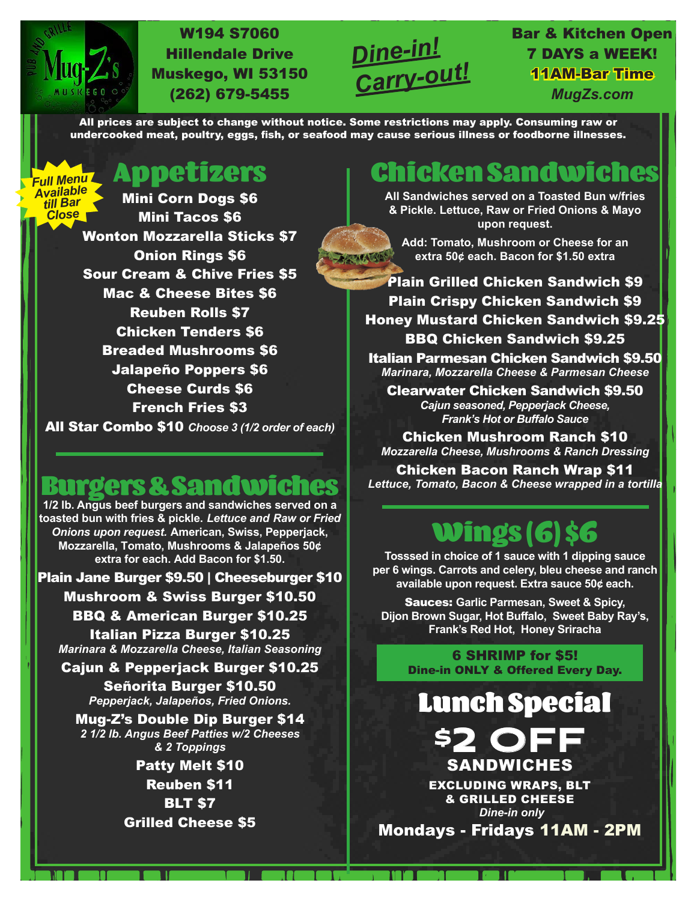Mug-Z's Pub and Grille Muskego

W194 S7060
Hillendale Drive
Muskego, WI 53150
(262) 679-5455

*Dine-in! Carry-out!*

**Bar & Kitchen Open 7 DAYS a WEEK!**
**11AM-Bar Time**
*MugZs.com*

**All prices are subject to change without notice. Some restrictions may apply. Consuming raw or undercooked meat, poultry, eggs, fish, or seafood may cause serious illness or foodborne illnesses.**

## Appetizers

*Full Menu Available till Bar Close*

**Mini Corn Dogs $6**
**Mini Tacos $6**
**Wonton Mozzarella Sticks $7**
**Onion Rings $6**
**Sour Cream & Chive Fries $5**
**Mac & Cheese Bites $6**
**Reuben Rolls $7**
**Chicken Tenders $6**
**Breaded Mushrooms $6**
**Jalapeño Poppers $6**
**Cheese Curds $6**
**French Fries $3**
**All Star Combo $10** *Choose 3 (1/2 order of each)*

## Burgers & Sandwiches

1/2 lb. Angus beef burgers and sandwiches served on a toasted bun with fries & pickle. *Lettuce and Raw or Fried Onions upon request.* American, Swiss, Pepperjack, Mozzarella, Tomato, Mushrooms & Jalapeños 50¢ extra for each. Add Bacon for $1.50.

**Plain Jane Burger $9.50 | Cheeseburger $10**
**Mushroom & Swiss Burger $10.50**
**BBQ & American Burger $10.25**
**Italian Pizza Burger $10.25**
*Marinara & Mozzarella Cheese, Italian Seasoning*
**Cajun & Pepperjack Burger $10.25**
**Señorita Burger $10.50**
*Pepperjack, Jalapeños, Fried Onions.*
**Mug-Z's Double Dip Burger $14**
*2 1/2 lb. Angus Beef Patties w/2 Cheeses & 2 Toppings*
**Patty Melt $10**
**Reuben $11**
**BLT $7**
**Grilled Cheese $5**

## Chicken Sandwiches

All Sandwiches served on a Toasted Bun w/fries & Pickle. Lettuce, Raw or Fried Onions & Mayo upon request.

Add: Tomato, Mushroom or Cheese for an extra 50¢ each. Bacon for $1.50 extra

**Plain Grilled Chicken Sandwich $9**
**Plain Crispy Chicken Sandwich $9**
**Honey Mustard Chicken Sandwich $9.25**
**BBQ Chicken Sandwich $9.25**
**Italian Parmesan Chicken Sandwich $9.50**
*Marinara, Mozzarella Cheese & Parmesan Cheese*
**Clearwater Chicken Sandwich $9.50**
*Cajun seasoned, Pepperjack Cheese, Frank's Hot or Buffalo Sauce*
**Chicken Mushroom Ranch $10**
*Mozzarella Cheese, Mushrooms & Ranch Dressing*
**Chicken Bacon Ranch Wrap $11**
*Lettuce, Tomato, Bacon & Cheese wrapped in a tortilla*

## Wings (6) $6

Tosssed in choice of 1 sauce with 1 dipping sauce per 6 wings. Carrots and celery, bleu cheese and ranch available upon request. Extra sauce 50¢ each.

**Sauces:** Garlic Parmesan, Sweet & Spicy, Dijon Brown Sugar, Hot Buffalo, Sweet Baby Ray's, Frank's Red Hot, Honey Sriracha

**6 SHRIMP for $5!**
**Dine-in ONLY & Offered Every Day.**

## Lunch Special

**$2 OFF SANDWICHES**
**EXCLUDING WRAPS, BLT & GRILLED CHEESE**
*Dine-in only*
**Mondays - Fridays 11AM - 2PM**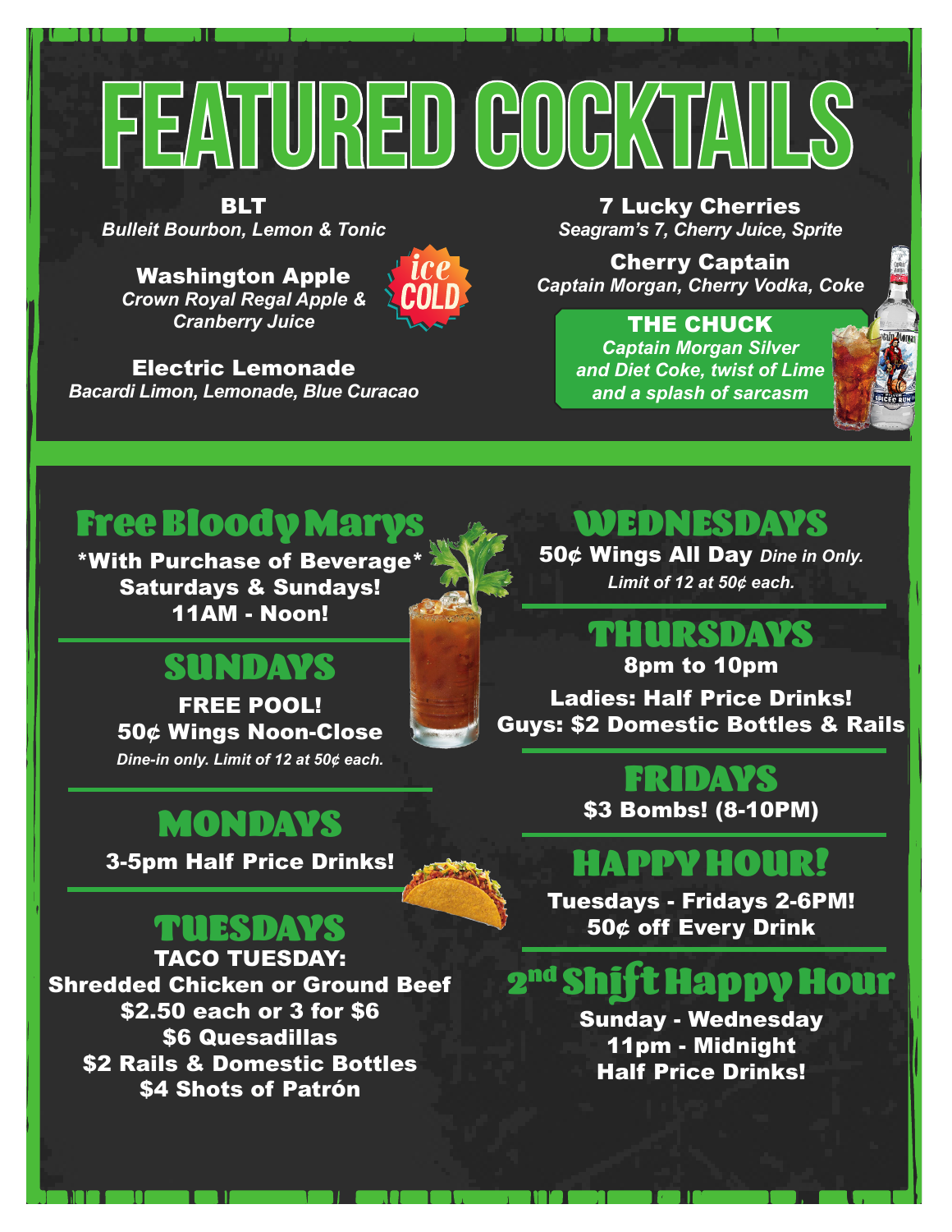# FEATURED COCKTAILS

**BLT**
*Bulleit Bourbon, Lemon & Tonic*

**Washington Apple**
*Crown Royal Regal Apple & Cranberry Juice*

ice COLD

**Electric Lemonade**
*Bacardi Limon, Lemonade, Blue Curacao*

**7 Lucky Cherries**
*Seagram's 7, Cherry Juice, Sprite*

**Cherry Captain**
*Captain Morgan, Cherry Vodka, Coke*

**THE CHUCK**
*Captain Morgan Silver and Diet Coke, twist of Lime and a splash of sarcasm*

## Free Bloody Marys

**\*With Purchase of Beverage\***
**Saturdays & Sundays!**
**11AM - Noon!**

## SUNDAYS

**FREE POOL!**
**50¢ Wings Noon-Close**
*Dine-in only. Limit of 12 at 50¢ each.*

## MONDAYS

**3-5pm Half Price Drinks!**

## TUESDAYS

**TACO TUESDAY:**
**Shredded Chicken or Ground Beef**
**$2.50 each or 3 for $6**
**$6 Quesadillas**
**$2 Rails & Domestic Bottles**
**$4 Shots of Patrón**

## WEDNESDAYS

**50¢ Wings All Day** *Dine in Only.*
*Limit of 12 at 50¢ each.*

## THURSDAYS

**8pm to 10pm**
**Ladies: Half Price Drinks!**
**Guys: $2 Domestic Bottles & Rails**

## FRIDAYS

**$3 Bombs! (8-10PM)**

## HAPPY HOUR!

**Tuesdays - Fridays 2-6PM!**
**50¢ off Every Drink**

## 2nd Shift Happy Hour

**Sunday - Wednesday**
**11pm - Midnight**
**Half Price Drinks!**